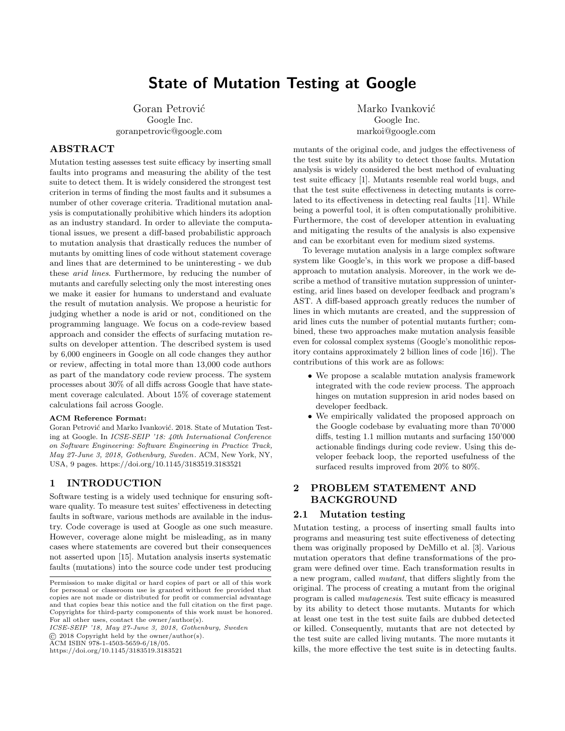# State of Mutation Testing at Google

Goran Petrović
Google Inc.
goranpetrovic@google.com

Marko Ivanković
Google Inc.
markoi@google.com

## ABSTRACT

Mutation testing assesses test suite efficacy by inserting small faults into programs and measuring the ability of the test suite to detect them. It is widely considered the strongest test criterion in terms of finding the most faults and it subsumes a number of other coverage criteria. Traditional mutation analysis is computationally prohibitive which hinders its adoption as an industry standard. In order to alleviate the computational issues, we present a diff-based probabilistic approach to mutation analysis that drastically reduces the number of mutants by omitting lines of code without statement coverage and lines that are determined to be uninteresting - we dub these *arid lines*. Furthermore, by reducing the number of mutants and carefully selecting only the most interesting ones we make it easier for humans to understand and evaluate the result of mutation analysis. We propose a heuristic for judging whether a node is arid or not, conditioned on the programming language. We focus on a code-review based approach and consider the effects of surfacing mutation results on developer attention. The described system is used by 6,000 engineers in Google on all code changes they author or review, affecting in total more than 13,000 code authors as part of the mandatory code review process. The system processes about 30% of all diffs across Google that have statement coverage calculated. About 15% of coverage statement calculations fail across Google.

**ACM Reference Format:**
Goran Petrović and Marko Ivanković. 2018. State of Mutation Testing at Google. In *ICSE-SEIP '18: 40th International Conference on Software Engineering: Software Engineering in Practice Track, May 27-June 3, 2018, Gothenburg, Sweden*. ACM, New York, NY, USA, 9 pages. https://doi.org/10.1145/3183519.3183521

Permission to make digital or hard copies of part or all of this work for personal or classroom use is granted without fee provided that copies are not made or distributed for profit or commercial advantage and that copies bear this notice and the full citation on the first page. Copyrights for third-party components of this work must be honored. For all other uses, contact the owner/author(s).
*ICSE-SEIP '18, May 27-June 3, 2018, Gothenburg, Sweden*
© 2018 Copyright held by the owner/author(s).
ACM ISBN 978-1-4503-5659-6/18/05.
https://doi.org/10.1145/3183519.3183521

## 1 INTRODUCTION

Software testing is a widely used technique for ensuring software quality. To measure test suites' effectiveness in detecting faults in software, various methods are available in the industry. Code coverage is used at Google as one such measure. However, coverage alone might be misleading, as in many cases where statements are covered but their consequences not asserted upon [15]. Mutation analysis inserts systematic faults (mutations) into the source code under test producing mutants of the original code, and judges the effectiveness of the test suite by its ability to detect those faults. Mutation analysis is widely considered the best method of evaluating test suite efficacy [1]. Mutants resemble real world bugs, and that the test suite effectiveness in detecting mutants is correlated to its effectiveness in detecting real faults [11]. While being a powerful tool, it is often computationally prohibitive. Furthermore, the cost of developer attention in evaluating and mitigating the results of the analysis is also expensive and can be exorbitant even for medium sized systems.

To leverage mutation analysis in a large complex software system like Google's, in this work we propose a diff-based approach to mutation analysis. Moreover, in the work we describe a method of transitive mutation suppression of uninteresting, arid lines based on developer feedback and program's AST. A diff-based approach greatly reduces the number of lines in which mutants are created, and the suppression of arid lines cuts the number of potential mutants further; combined, these two approaches make mutation analysis feasible even for colossal complex systems (Google's monolithic repository contains approximately 2 billion lines of code [16]). The contributions of this work are as follows:

- We propose a scalable mutation analysis framework integrated with the code review process. The approach hinges on mutation suppresion in arid nodes based on developer feedback.
- We empirically validated the proposed approach on the Google codebase by evaluating more than 70'000 diffs, testing 1.1 million mutants and surfacing 150'000 actionable findings during code review. Using this developer feeback loop, the reported usefulness of the surfaced results improved from 20% to 80%.

## 2 PROBLEM STATEMENT AND BACKGROUND

### 2.1 Mutation testing

Mutation testing, a process of inserting small faults into programs and measuring test suite effectiveness of detecting them was originally proposed by DeMillo et al. [3]. Various mutation operators that define transformations of the program were defined over time. Each transformation results in a new program, called *mutant*, that differs slightly from the original. The process of creating a mutant from the original program is called *mutagenesis*. Test suite efficacy is measured by its ability to detect those mutants. Mutants for which at least one test in the test suite fails are dubbed detected or killed. Consequently, mutants that are not detected by the test suite are called living mutants. The more mutants it kills, the more effective the test suite is in detecting faults.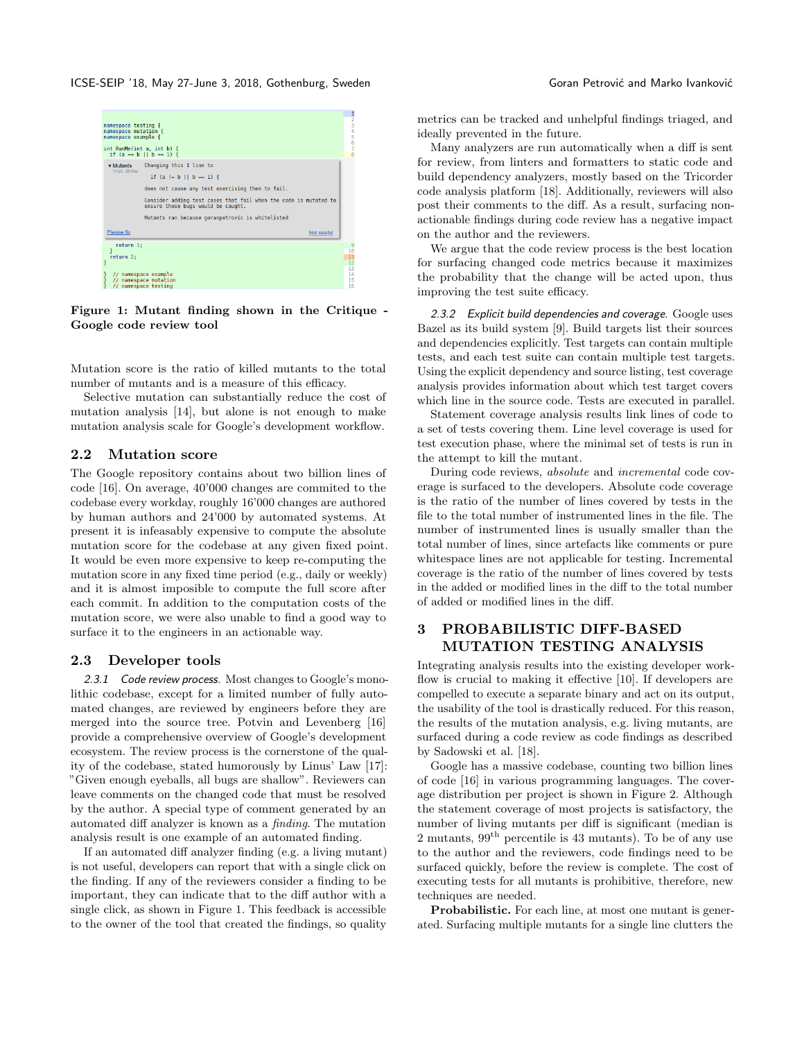**Figure 1: Mutant finding shown in the Critique - Google code review tool**

Mutation score is the ratio of killed mutants to the total number of mutants and is a measure of this efficacy.

Selective mutation can substantially reduce the cost of mutation analysis [14], but alone is not enough to make mutation analysis scale for Google's development workflow.

## 2.2 Mutation score

The Google repository contains about two billion lines of code [16]. On average, 40'000 changes are commited to the codebase every workday, roughly 16'000 changes are authored by human authors and 24'000 by automated systems. At present it is infeasably expensive to compute the absolute mutation score for the codebase at any given fixed point. It would be even more expensive to keep re-computing the mutation score in any fixed time period (e.g., daily or weekly) and it is almost impossible to compute the full score after each commit. In addition to the computation costs of the mutation score, we were also unable to find a good way to surface it to the engineers in an actionable way.

## 2.3 Developer tools

*2.3.1 Code review process.* Most changes to Google's monolithic codebase, except for a limited number of fully automated changes, are reviewed by engineers before they are merged into the source tree. Potvin and Levenberg [16] provide a comprehensive overview of Google's development ecosystem. The review process is the cornerstone of the quality of the codebase, stated humorously by Linus' Law [17]: "Given enough eyeballs, all bugs are shallow". Reviewers can leave comments on the changed code that must be resolved by the author. A special type of comment generated by an automated diff analyzer is known as a *finding*. The mutation analysis result is one example of an automated finding.

If an automated diff analyzer finding (e.g. a living mutant) is not useful, developers can report that with a single click on the finding. If any of the reviewers consider a finding to be important, they can indicate that to the diff author with a single click, as shown in Figure 1. This feedback is accessible to the owner of the tool that created the findings, so quality metrics can be tracked and unhelpful findings triaged, and ideally prevented in the future.

Many analyzers are run automatically when a diff is sent for review, from linters and formatters to static code and build dependency analyzers, mostly based on the Tricorder code analysis platform [18]. Additionally, reviewers will also post their comments to the diff. As a result, surfacing non-actionable findings during code review has a negative impact on the author and the reviewers.

We argue that the code review process is the best location for surfacing changed code metrics because it maximizes the probability that the change will be acted upon, thus improving the test suite efficacy.

*2.3.2 Explicit build dependencies and coverage.* Google uses Bazel as its build system [9]. Build targets list their sources and dependencies explicitly. Test targets can contain multiple tests, and each test suite can contain multiple test targets. Using the explicit dependency and source listing, test coverage analysis provides information about which test target covers which line in the source code. Tests are executed in parallel.

Statement coverage analysis results link lines of code to a set of tests covering them. Line level coverage is used for test execution phase, where the minimal set of tests is run in the attempt to kill the mutant.

During code reviews, *absolute* and *incremental* code coverage is surfaced to the developers. Absolute code coverage is the ratio of the number of lines covered by tests in the file to the total number of instrumented lines in the file. The number of instrumented lines is usually smaller than the total number of lines, since artefacts like comments or pure whitespace lines are not applicable for testing. Incremental coverage is the ratio of the number of lines covered by tests in the added or modified lines in the diff to the total number of added or modified lines in the diff.

# 3 PROBABILISTIC DIFF-BASED MUTATION TESTING ANALYSIS

Integrating analysis results into the existing developer workflow is crucial to making it effective [10]. If developers are compelled to execute a separate binary and act on its output, the usability of the tool is drastically reduced. For this reason, the results of the mutation analysis, e.g. living mutants, are surfaced during a code review as code findings as described by Sadowski et al. [18].

Google has a massive codebase, counting two billion lines of code [16] in various programming languages. The coverage distribution per project is shown in Figure 2. Although the statement coverage of most projects is satisfactory, the number of living mutants per diff is significant (median is 2 mutants, $99^{\text{th}}$ percentile is 43 mutants). To be of any use to the author and the reviewers, code findings need to be surfaced quickly, before the review is complete. The cost of executing tests for all mutants is prohibitive, therefore, new techniques are needed.

**Probabilistic.** For each line, at most one mutant is generated. Surfacing multiple mutants for a single line clutters the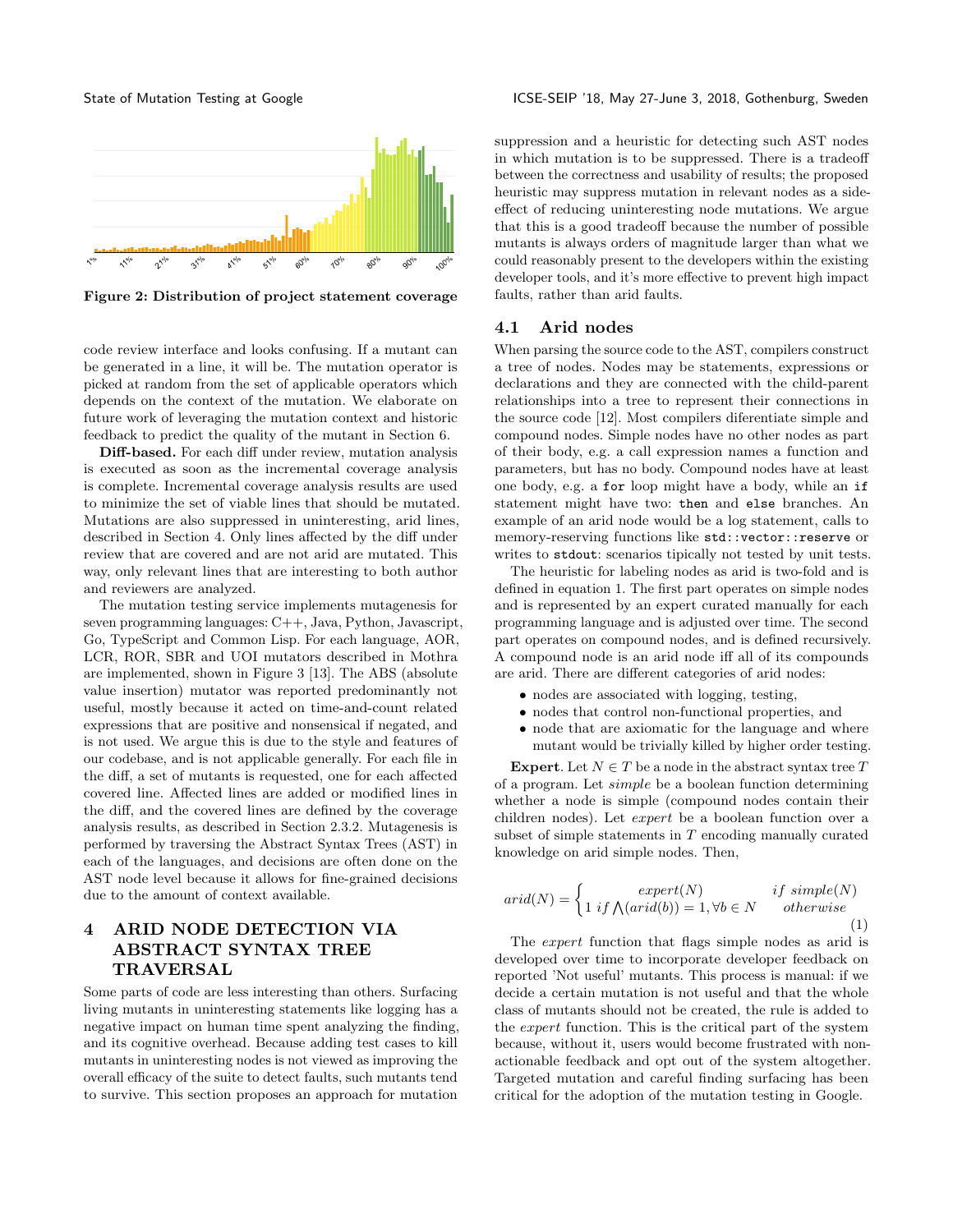Figure 2: Distribution of project statement coverage

code review interface and looks confusing. If a mutant can be generated in a line, it will be. The mutation operator is picked at random from the set of applicable operators which depends on the context of the mutation. We elaborate on future work of leveraging the mutation context and historic feedback to predict the quality of the mutant in Section 6.

**Diff-based.** For each diff under review, mutation analysis is executed as soon as the incremental coverage analysis is complete. Incremental coverage analysis results are used to minimize the set of viable lines that should be mutated. Mutations are also suppressed in uninteresting, arid lines, described in Section 4. Only lines affected by the diff under review that are covered and are not arid are mutated. This way, only relevant lines that are interesting to both author and reviewers are analyzed.

The mutation testing service implements mutagenesis for seven programming languages: C++, Java, Python, Javascript, Go, TypeScript and Common Lisp. For each language, AOR, LCR, ROR, SBR and UOI mutators described in Mothra are implemented, shown in Figure 3 [13]. The ABS (absolute value insertion) mutator was reported predominantly not useful, mostly because it acted on time-and-count related expressions that are positive and nonsensical if negated, and is not used. We argue this is due to the style and features of our codebase, and is not applicable generally. For each file in the diff, a set of mutants is requested, one for each affected covered line. Affected lines are added or modified lines in the diff, and the covered lines are defined by the coverage analysis results, as described in Section 2.3.2. Mutagenesis is performed by traversing the Abstract Syntax Trees (AST) in each of the languages, and decisions are often done on the AST node level because it allows for fine-grained decisions due to the amount of context available.

# 4 ARID NODE DETECTION VIA ABSTRACT SYNTAX TREE TRAVERSAL

Some parts of code are less interesting than others. Surfacing living mutants in uninteresting statements like logging has a negative impact on human time spent analyzing the finding, and its cognitive overhead. Because adding test cases to kill mutants in uninteresting nodes is not viewed as improving the overall efficacy of the suite to detect faults, such mutants tend to survive. This section proposes an approach for mutation suppression and a heuristic for detecting such AST nodes in which mutation is to be suppressed. There is a tradeoff between the correctness and usability of results; the proposed heuristic may suppress mutation in relevant nodes as a side-effect of reducing uninteresting node mutations. We argue that this is a good tradeoff because the number of possible mutants is always orders of magnitude larger than what we could reasonably present to the developers within the existing developer tools, and it's more effective to prevent high impact faults, rather than arid faults.

## 4.1 Arid nodes

When parsing the source code to the AST, compilers construct a tree of nodes. Nodes may be statements, expressions or declarations and they are connected with the child-parent relationships into a tree to represent their connections in the source code [12]. Most compilers differentiate simple and compound nodes. Simple nodes have no other nodes as part of their body, e.g. a call expression names a function and parameters, but has no body. Compound nodes have at least one body, e.g. a `for` loop might have a body, while an `if` statement might have two: `then` and `else` branches. An example of an arid node would be a log statement, calls to memory-reserving functions like `std::vector::reserve` or writes to `stdout`: scenarios tipically not tested by unit tests.

The heuristic for labeling nodes as arid is two-fold and is defined in equation 1. The first part operates on simple nodes and is represented by an expert curated manually for each programming language and is adjusted over time. The second part operates on compound nodes, and is defined recursively. A compound node is an arid node iff all of its compounds are arid. There are different categories of arid nodes:

- nodes are associated with logging, testing,
- nodes that control non-functional properties, and
- node that are axiomatic for the language and where mutant would be trivially killed by higher order testing.

**Expert.** Let $N \in T$ be a node in the abstract syntax tree $T$ of a program. Let *simple* be a boolean function determining whether a node is simple (compound nodes contain their children nodes). Let *expert* be a boolean function over a subset of simple statements in $T$ encoding manually curated knowledge on arid simple nodes. Then,

$$arid(N) = \begin{cases} expert(N) & if\ simple(N) \\ 1\ if \bigwedge(arid(b)) = 1, \forall b \in N & otherwise \end{cases} \tag{1}$$

The *expert* function that flags simple nodes as arid is developed over time to incorporate developer feedback on reported 'Not useful' mutants. This process is manual: if we decide a certain mutation is not useful and that the whole class of mutants should not be created, the rule is added to the *expert* function. This is the critical part of the system because, without it, users would become frustrated with non-actionable feedback and opt out of the system altogether. Targeted mutation and careful finding surfacing has been critical for the adoption of the mutation testing in Google.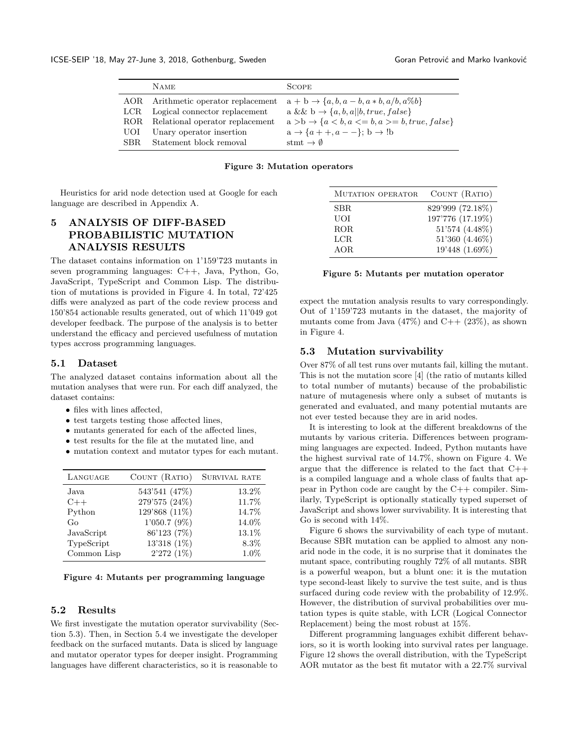| | Name | Scope |
|---|---|---|
| AOR | Arithmetic operator replacement | a + b $\rightarrow \{a, b, a - b, a * b, a/b, a\%b\}$ |
| LCR | Logical connector replacement | a && b $\rightarrow \{a, b, a \|\| b, true, false\}$ |
| ROR | Relational operator replacement | a >b $\rightarrow \{a < b, a <= b, a >= b, true, false\}$ |
| UOI | Unary operator insertion | a $\rightarrow \{a++, a--\}$; b $\rightarrow$ !b |
| SBR | Statement block removal | stmt $\rightarrow \emptyset$ |

**Figure 3: Mutation operators**

Heuristics for arid node detection used at Google for each language are described in Appendix A.

## 5 ANALYSIS OF DIFF-BASED PROBABILISTIC MUTATION ANALYSIS RESULTS

The dataset contains information on 1'159'723 mutants in seven programming languages: C++, Java, Python, Go, JavaScript, TypeScript and Common Lisp. The distribution of mutations is provided in Figure 4. In total, 72'425 diffs were analyzed as part of the code review process and 150'854 actionable results generated, out of which 11'049 got developer feedback. The purpose of the analysis is to better understand the efficacy and percieved usefulness of mutation types accross programming languages.

### 5.1 Dataset

The analyzed dataset contains information about all the mutation analyses that were run. For each diff analyzed, the dataset contains:

- files with lines affected,
- test targets testing those affected lines,
- mutants generated for each of the affected lines,
- test results for the file at the mutated line, and
- mutation context and mutator types for each mutant.

| Language | Count (Ratio) | Survival rate |
|---|---|---|
| Java | 543'541 (47%) | 13.2% |
| C++ | 279'575 (24%) | 11.7% |
| Python | 129'868 (11%) | 14.7% |
| Go | 1'050.7 (9%) | 14.0% |
| JavaScript | 86'123 (7%) | 13.1% |
| TypeScript | 13'318 (1%) | 8.3% |
| Common Lisp | 2'272 (1%) | 1.0% |

**Figure 4: Mutants per programming language**

### 5.2 Results

We first investigate the mutation operator survivability (Section 5.3). Then, in Section 5.4 we investigate the developer feedback on the surfaced mutants. Data is sliced by language and mutator operator types for deeper insight. Programming languages have different characteristics, so it is reasonable to expect the mutation analysis results to vary correspondingly. Out of 1'159'723 mutants in the dataset, the majority of mutants come from Java (47%) and C++ (23%), as shown in Figure 4.

| Mutation operator | Count (Ratio) |
|---|---|
| SBR | 829'999 (72.18%) |
| UOI | 197'776 (17.19%) |
| ROR | 51'574 (4.48%) |
| LCR | 51'360 (4.46%) |
| AOR | 19'448 (1.69%) |

**Figure 5: Mutants per mutation operator**

### 5.3 Mutation survivability

Over 87% of all test runs over mutants fail, killing the mutant. This is not the mutation score [4] (the ratio of mutants killed to total number of mutants) because of the probabilistic nature of mutagenesis where only a subset of mutants is generated and evaluated, and many potential mutants are not ever tested because they are in arid nodes.

It is interesting to look at the different breakdowns of the mutants by various criteria. Differences between programming languages are expected. Indeed, Python mutants have the highest survival rate of 14.7%, shown on Figure 4. We argue that the difference is related to the fact that C++ is a compiled language and a whole class of faults that appear in Python code are caught by the C++ compiler. Similarly, TypeScript is optionally statically typed superset of JavaScript and shows lower survivability. It is interesting that Go is second with 14%.

Figure 6 shows the survivability of each type of mutant. Because SBR mutation can be applied to almost any non-arid node in the code, it is no surprise that it dominates the mutant space, contributing roughly 72% of all mutants. SBR is a powerful weapon, but a blunt one: it is the mutation type second-least likely to survive the test suite, and is thus surfaced during code review with the probability of 12.9%. However, the distribution of survival probabilities over mutation types is quite stable, with LCR (Logical Connector Replacement) being the most robust at 15%.

Different programming languages exhibit different behaviors, so it is worth looking into survival rates per language. Figure 12 shows the overall distribution, with the TypeScript AOR mutator as the best fit mutator with a 22.7% survival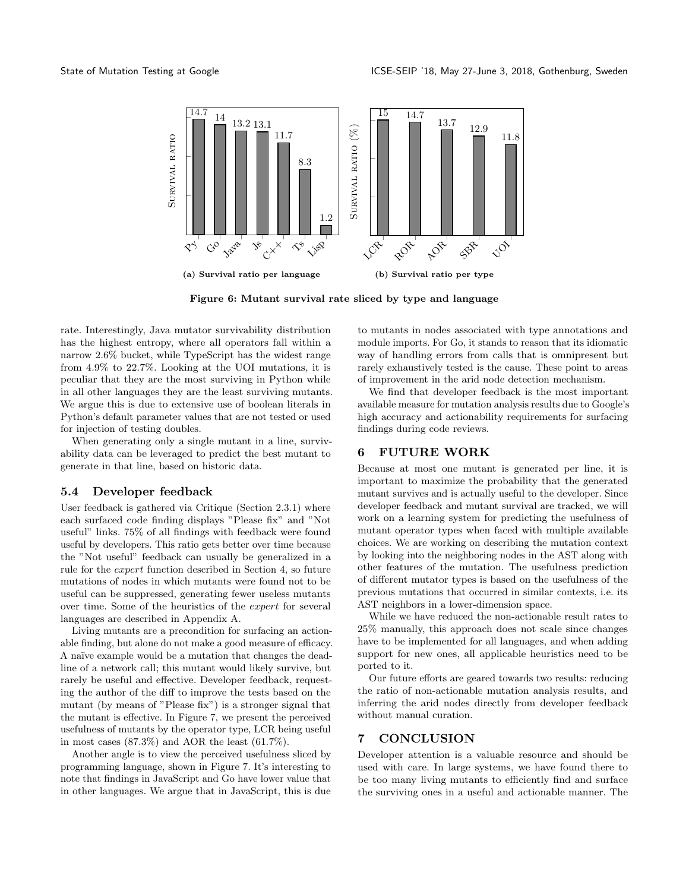Figure 6: Mutant survival rate sliced by type and language

(a) Survival ratio per language

(b) Survival ratio per type

rate. Interestingly, Java mutator survivability distribution has the highest entropy, where all operators fall within a narrow 2.6% bucket, while TypeScript has the widest range from 4.9% to 22.7%. Looking at the UOI mutations, it is peculiar that they are the most surviving in Python while in all other languages they are the least surviving mutants. We argue this is due to extensive use of boolean literals in Python's default parameter values that are not tested or used for injection of testing doubles.

When generating only a single mutant in a line, survivability data can be leveraged to predict the best mutant to generate in that line, based on historic data.

### 5.4 Developer feedback

User feedback is gathered via Critique (Section 2.3.1) where each surfaced code finding displays "Please fix" and "Not useful" links. 75% of all findings with feedback were found useful by developers. This ratio gets better over time because the "Not useful" feedback can usually be generalized in a rule for the *expert* function described in Section 4, so future mutations of nodes in which mutants were found not to be useful can be suppressed, generating fewer useless mutants over time. Some of the heuristics of the *expert* for several languages are described in Appendix A.

Living mutants are a precondition for surfacing an actionable finding, but alone do not make a good measure of efficacy. A naïve example would be a mutation that changes the deadline of a network call; this mutant would likely survive, but rarely be useful and effective. Developer feedback, requesting the author of the diff to improve the tests based on the mutant (by means of "Please fix") is a stronger signal that the mutant is effective. In Figure 7, we present the perceived usefulness of mutants by the operator type, LCR being useful in most cases (87.3%) and AOR the least (61.7%).

Another angle is to view the perceived usefulness sliced by programming language, shown in Figure 7. It's interesting to note that findings in JavaScript and Go have lower value that in other languages. We argue that in JavaScript, this is due to mutants in nodes associated with type annotations and module imports. For Go, it stands to reason that its idiomatic way of handling errors from calls that is omnipresent but rarely exhaustively tested is the cause. These point to areas of improvement in the arid node detection mechanism.

We find that developer feedback is the most important available measure for mutation analysis results due to Google's high accuracy and actionability requirements for surfacing findings during code reviews.

## 6 FUTURE WORK

Because at most one mutant is generated per line, it is important to maximize the probability that the generated mutant survives and is actually useful to the developer. Since developer feedback and mutant survival are tracked, we will work on a learning system for predicting the usefulness of mutant operator types when faced with multiple available choices. We are working on describing the mutation context by looking into the neighboring nodes in the AST along with other features of the mutation. The usefulness prediction of different mutator types is based on the usefulness of the previous mutations that occurred in similar contexts, i.e. its AST neighbors in a lower-dimension space.

While we have reduced the non-actionable result rates to 25% manually, this approach does not scale since changes have to be implemented for all languages, and when adding support for new ones, all applicable heuristics need to be ported to it.

Our future efforts are geared towards two results: reducing the ratio of non-actionable mutation analysis results, and inferring the arid nodes directly from developer feedback without manual curation.

## 7 CONCLUSION

Developer attention is a valuable resource and should be used with care. In large systems, we have found there to be too many living mutants to efficiently find and surface the surviving ones in a useful and actionable manner. The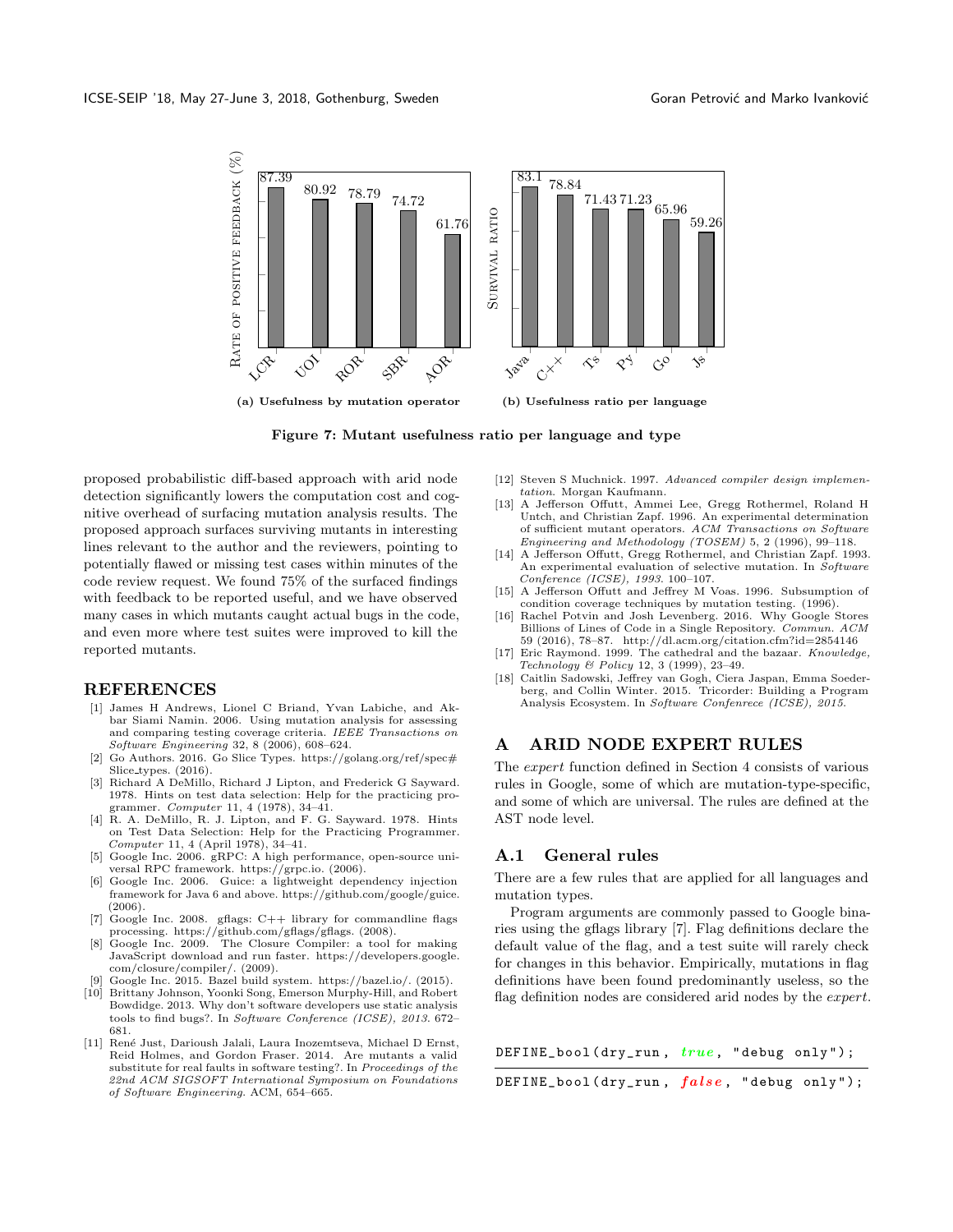(a) Usefulness by mutation operator

| Operator | Rate of positive feedback (%) |
|---|---|
| LCR | 87.39 |
| UOI | 80.92 |
| ROR | 78.79 |
| SBR | 74.72 |
| AOR | 61.76 |

(b) Usefulness ratio per language

| Language | Survival ratio |
|---|---|
| Java | 83.1 |
| C++ | 78.84 |
| Ts | 71.43 |
| Py | 71.23 |
| Go | 65.96 |
| Js | 59.26 |

**Figure 7: Mutant usefulness ratio per language and type**

proposed probabilistic diff-based approach with arid node detection significantly lowers the computation cost and cognitive overhead of surfacing mutation analysis results. The proposed approach surfaces surviving mutants in interesting lines relevant to the author and the reviewers, pointing to potentially flawed or missing test cases within minutes of the code review request. We found 75% of the surfaced findings with feedback to be reported useful, and we have observed many cases in which mutants caught actual bugs in the code, and even more where test suites were improved to kill the reported mutants.

## REFERENCES

[1] James H Andrews, Lionel C Briand, Yvan Labiche, and Akbar Siami Namin. 2006. Using mutation analysis for assessing and comparing testing coverage criteria. *IEEE Transactions on Software Engineering* 32, 8 (2006), 608–624.

[2] Go Authors. 2016. Go Slice Types. https://golang.org/ref/spec#Slice_types. (2016).

[3] Richard A DeMillo, Richard J Lipton, and Frederick G Sayward. 1978. Hints on test data selection: Help for the practicing programmer. *Computer* 11, 4 (1978), 34–41.

[4] R. A. DeMillo, R. J. Lipton, and F. G. Sayward. 1978. Hints on Test Data Selection: Help for the Practicing Programmer. *Computer* 11, 4 (April 1978), 34–41.

[5] Google Inc. 2006. gRPC: A high performance, open-source universal RPC framework. https://grpc.io. (2006).

[6] Google Inc. 2006. Guice: a lightweight dependency injection framework for Java 6 and above. https://github.com/google/guice. (2006).

[7] Google Inc. 2008. gflags: C++ library for commandline flags processing. https://github.com/gflags/gflags. (2008).

[8] Google Inc. 2009. The Closure Compiler: a tool for making JavaScript download and run faster. https://developers.google.com/closure/compiler/. (2009).

[9] Google Inc. 2015. Bazel build system. https://bazel.io/. (2015).

[10] Brittany Johnson, Yoonki Song, Emerson Murphy-Hill, and Robert Bowdidge. 2013. Why don't software developers use static analysis tools to find bugs?. In *Software Conference (ICSE), 2013*. 672–681.

[11] René Just, Darioush Jalali, Laura Inozemtseva, Michael D Ernst, Reid Holmes, and Gordon Fraser. 2014. Are mutants a valid substitute for real faults in software testing?. In *Proceedings of the 22nd ACM SIGSOFT International Symposium on Foundations of Software Engineering*. ACM, 654–665.

[12] Steven S Muchnick. 1997. *Advanced compiler design implementation*. Morgan Kaufmann.

[13] A Jefferson Offutt, Ammei Lee, Gregg Rothermel, Roland H Untch, and Christian Zapf. 1996. An experimental determination of sufficient mutant operators. *ACM Transactions on Software Engineering and Methodology (TOSEM)* 5, 2 (1996), 99–118.

[14] A Jefferson Offutt, Gregg Rothermel, and Christian Zapf. 1993. An experimental evaluation of selective mutation. In *Software Conference (ICSE), 1993*. 100–107.

[15] A Jefferson Offutt and Jeffrey M Voas. 1996. Subsumption of condition coverage techniques by mutation testing. (1996).

[16] Rachel Potvin and Josh Levenberg. 2016. Why Google Stores Billions of Lines of Code in a Single Repository. *Commun. ACM* 59 (2016), 78–87. http://dl.acm.org/citation.cfm?id=2854146

[17] Eric Raymond. 1999. The cathedral and the bazaar. *Knowledge, Technology & Policy* 12, 3 (1999), 23–49.

[18] Caitlin Sadowski, Jeffrey van Gogh, Ciera Jaspan, Emma Soederberg, and Collin Winter. 2015. Tricorder: Building a Program Analysis Ecosystem. In *Software Confenrece (ICSE), 2015*.

# A ARID NODE EXPERT RULES

The *expert* function defined in Section 4 consists of various rules in Google, some of which are mutation-type-specific, and some of which are universal. The rules are defined at the AST node level.

## A.1 General rules

There are a few rules that are applied for all languages and mutation types.

Program arguments are commonly passed to Google binaries using the gflags library [7]. Flag definitions declare the default value of the flag, and a test suite will rarely check for changes in this behavior. Empirically, mutations in flag definitions have been found predominantly useless, so the flag definition nodes are considered arid nodes by the *expert*.

```
DEFINE_bool(dry_run, true, "debug only");
```

```
DEFINE_bool(dry_run, false, "debug only");
```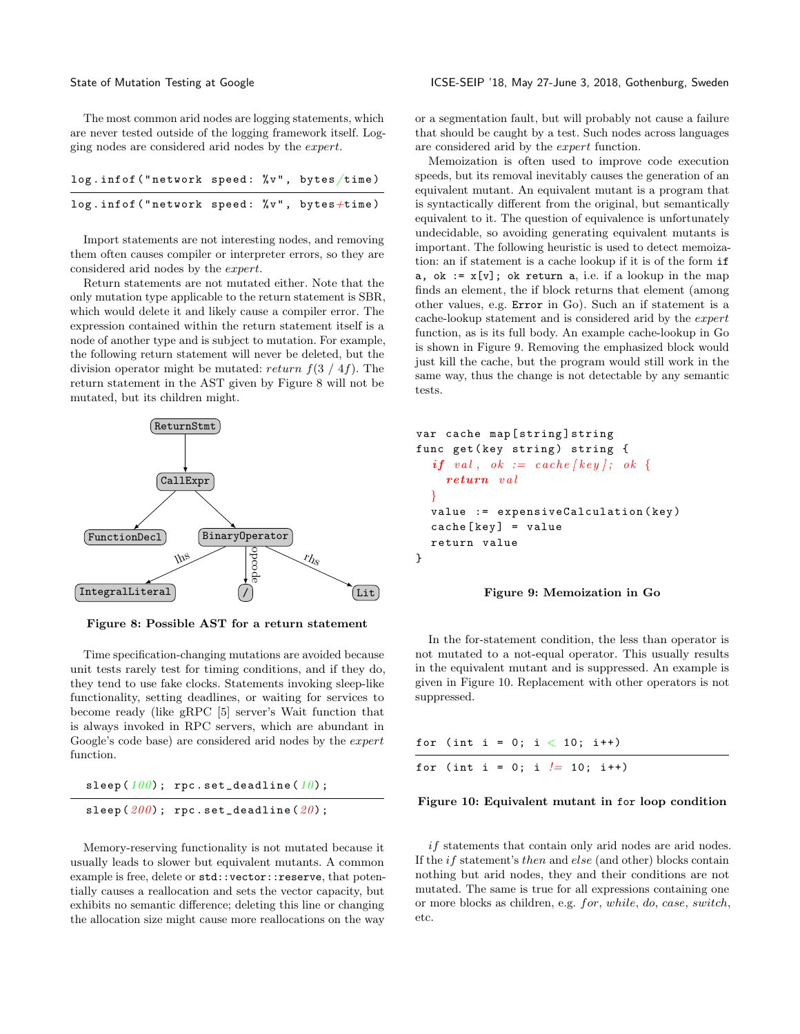The most common arid nodes are logging statements, which are never tested outside of the logging framework itself. Logging nodes are considered arid nodes by the *expert*.

```
log.infof("network speed: %v", bytes/time)
```
```
log.infof("network speed: %v", bytes+time)
```

Import statements are not interesting nodes, and removing them often causes compiler or interpreter errors, so they are considered arid nodes by the *expert*.

Return statements are not mutated either. Note that the only mutation type applicable to the return statement is SBR, which would delete it and likely cause a compiler error. The expression contained within the return statement itself is a node of another type and is subject to mutation. For example, the following return statement will never be deleted, but the division operator might be mutated: *return* $f(3\ /\ 4f)$. The return statement in the AST given by Figure 8 will not be mutated, but its children might.

```
ReturnStmt
└── CallExpr
    ├── FunctionDecl
    └── BinaryOperator
        ├── (lhs) IntegralLiteral
        ├── (opcode) /
        └── (rhs) Lit
```

**Figure 8: Possible AST for a return statement**

Time specification-changing mutations are avoided because unit tests rarely test for timing conditions, and if they do, they tend to use fake clocks. Statements invoking sleep-like functionality, setting deadlines, or waiting for services to become ready (like gRPC [5] server's Wait function that is always invoked in RPC servers, which are abundant in Google's code base) are considered arid nodes by the *expert* function.

```
sleep(100); rpc.set_deadline(10);
```
```
sleep(200); rpc.set_deadline(20);
```

Memory-reserving functionality is not mutated because it usually leads to slower but equivalent mutants. A common example is free, delete or `std::vector::reserve`, that potentially causes a reallocation and sets the vector capacity, but exhibits no semantic difference; deleting this line or changing the allocation size might cause more reallocations on the way or a segmentation fault, but will probably not cause a failure that should be caught by a test. Such nodes across languages are considered arid by the *expert* function.

Memoization is often used to improve code execution speeds, but its removal inevitably causes the generation of an equivalent mutant. An equivalent mutant is a program that is syntactically different from the original, but semantically equivalent to it. The question of equivalence is unfortunately undecidable, so avoiding generating equivalent mutants is important. The following heuristic is used to detect memoization: an if statement is a cache lookup if it is of the form `if a, ok := x[v]; ok return a`, i.e. if a lookup in the map finds an element, the if block returns that element (among other values, e.g. `Error` in Go). Such an if statement is a cache-lookup statement and is considered arid by the *expert* function, as is its full body. An example cache-lookup in Go is shown in Figure 9. Removing the emphasized block would just kill the cache, but the program would still work in the same way, thus the change is not detectable by any semantic tests.

```
var cache map[string]string
func get(key string) string {
  if val, ok := cache[key]; ok {
    return val
  }
  value := expensiveCalculation(key)
  cache[key] = value
  return value
}
```

**Figure 9: Memoization in Go**

In the for-statement condition, the less than operator is not mutated to a not-equal operator. This usually results in the equivalent mutant and is suppressed. An example is given in Figure 10. Replacement with other operators is not suppressed.

```
for (int i = 0; i < 10; i++)
```
```
for (int i = 0; i != 10; i++)
```

**Figure 10: Equivalent mutant in `for` loop condition**

*if* statements that contain only arid nodes are arid nodes. If the *if* statement's *then* and *else* (and other) blocks contain nothing but arid nodes, they and their conditions are not mutated. The same is true for all expressions containing one or more blocks as children, e.g. *for*, *while*, *do*, *case*, *switch*, etc.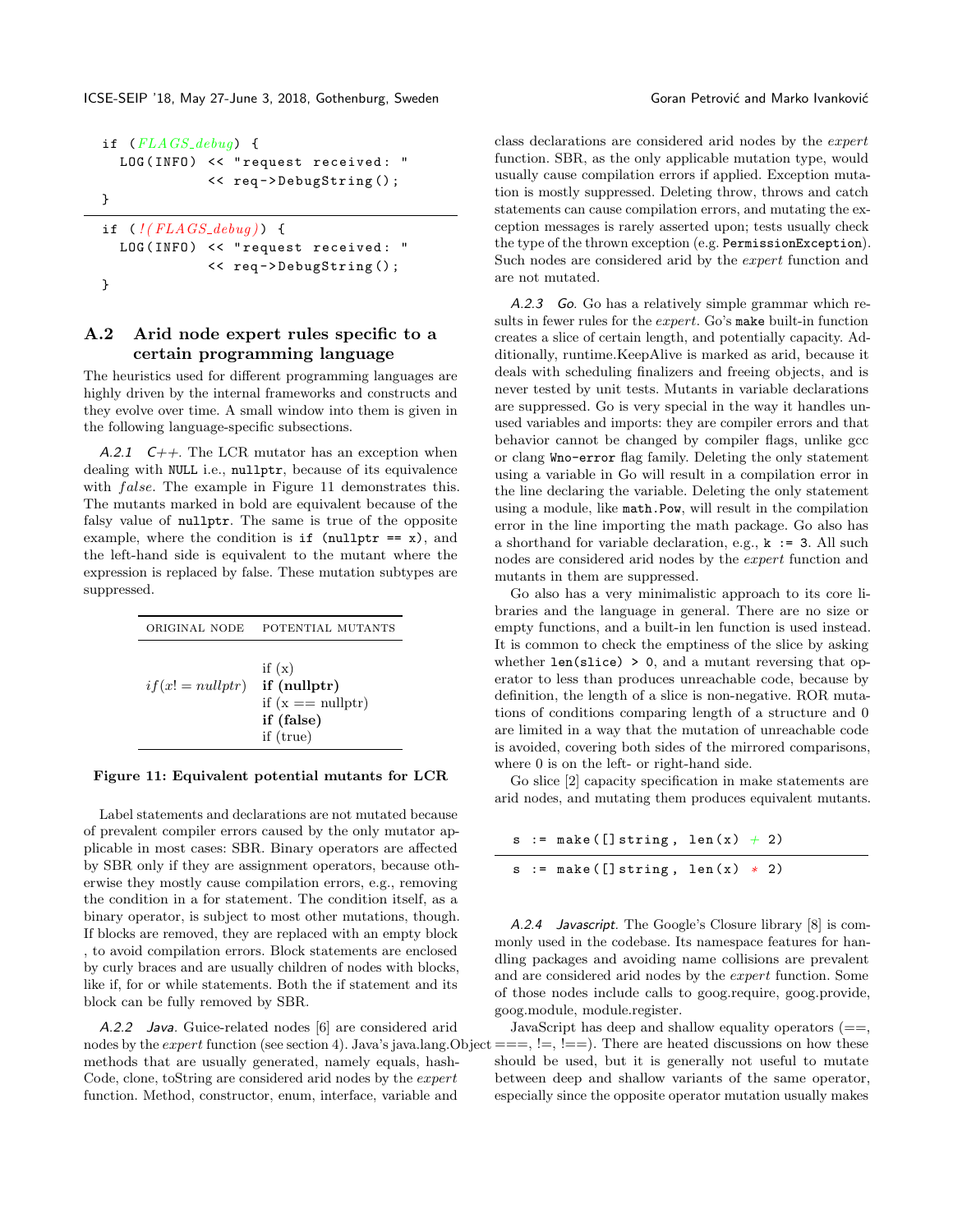```
if (FLAGS_debug) {
  LOG(INFO) << "request received: "
            << req->DebugString();
}
```

```
if (!(FLAGS_debug)) {
  LOG(INFO) << "request received: "
            << req->DebugString();
}
```

## A.2 Arid node expert rules specific to a certain programming language

The heuristics used for different programming languages are highly driven by the internal frameworks and constructs and they evolve over time. A small window into them is given in the following language-specific subsections.

*A.2.1 C++.* The LCR mutator has an exception when dealing with `NULL` i.e., `nullptr`, because of its equivalence with $false$. The example in Figure 11 demonstrates this. The mutants marked in bold are equivalent because of the falsy value of `nullptr`. The same is true of the opposite example, where the condition is `if (nullptr == x)`, and the left-hand side is equivalent to the mutant where the expression is replaced by false. These mutation subtypes are suppressed.

| ORIGINAL NODE | POTENTIAL MUTANTS |
|---|---|
| $if(x! = nullptr)$ | if (x)<br>**if (nullptr)**<br>if (x == nullptr)<br>**if (false)**<br>if (true) |

**Figure 11: Equivalent potential mutants for LCR**

Label statements and declarations are not mutated because of prevalent compiler errors caused by the only mutator applicable in most cases: SBR. Binary operators are affected by SBR only if they are assignment operators, because otherwise they mostly cause compilation errors, e.g., removing the condition in a for statement. The condition itself, as a binary operator, is subject to most other mutations, though. If blocks are removed, they are replaced with an empty block , to avoid compilation errors. Block statements are enclosed by curly braces and are usually children of nodes with blocks, like if, for or while statements. Both the if statement and its block can be fully removed by SBR.

*A.2.2 Java.* Guice-related nodes [6] are considered arid nodes by the *expert* function (see section 4). Java's java.lang.Object methods that are usually generated, namely equals, hashCode, clone, toString are considered arid nodes by the *expert* function. Method, constructor, enum, interface, variable and class declarations are considered arid nodes by the *expert* function. SBR, as the only applicable mutation type, would usually cause compilation errors if applied. Exception mutation is mostly suppressed. Deleting throw, throws and catch statements can cause compilation errors, and mutating the exception messages is rarely asserted upon; tests usually check the type of the thrown exception (e.g. `PermissionException`). Such nodes are considered arid by the *expert* function and are not mutated.

*A.2.3 Go.* Go has a relatively simple grammar which results in fewer rules for the *expert*. Go's `make` built-in function creates a slice of certain length, and potentially capacity. Additionally, runtime.KeepAlive is marked as arid, because it deals with scheduling finalizers and freeing objects, and is never tested by unit tests. Mutants in variable declarations are suppressed. Go is very special in the way it handles unused variables and imports: they are compiler errors and that behavior cannot be changed by compiler flags, unlike gcc or clang `Wno-error` flag family. Deleting the only statement using a variable in Go will result in a compilation error in the line declaring the variable. Deleting the only statement using a module, like `math.Pow`, will result in the compilation error in the line importing the math package. Go also has a shorthand for variable declaration, e.g., `k := 3`. All such nodes are considered arid nodes by the *expert* function and mutants in them are suppressed.

Go also has a very minimalistic approach to its core libraries and the language in general. There are no size or empty functions, and a built-in len function is used instead. It is common to check the emptiness of the slice by asking whether `len(slice) > 0`, and a mutant reversing that operator to less than produces unreachable code, because by definition, the length of a slice is non-negative. ROR mutations of conditions comparing length of a structure and 0 are limited in a way that the mutation of unreachable code is avoided, covering both sides of the mirrored comparisons, where 0 is on the left- or right-hand side.

Go slice [2] capacity specification in make statements are arid nodes, and mutating them produces equivalent mutants.

```
s := make([]string, len(x) + 2)
```

```
s := make([]string, len(x) * 2)
```

*A.2.4 Javascript.* The Google's Closure library [8] is commonly used in the codebase. Its namespace features for handling packages and avoiding name collisions are prevalent and are considered arid nodes by the *expert* function. Some of those nodes include calls to goog.require, goog.provide, goog.module, module.register.

JavaScript has deep and shallow equality operators (==, ===, !=, !==). There are heated discussions on how these should be used, but it is generally not useful to mutate between deep and shallow variants of the same operator, especially since the opposite operator mutation usually makes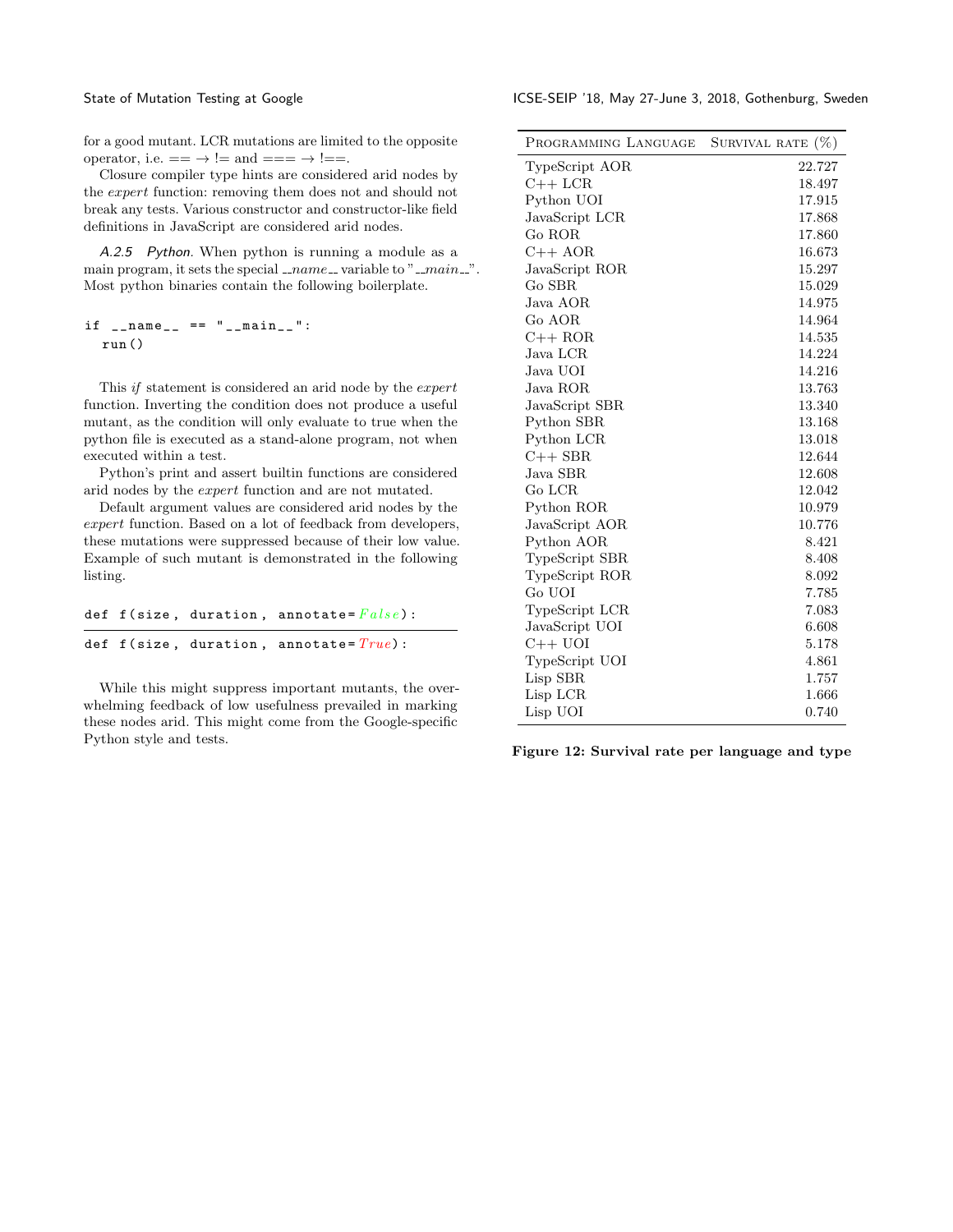for a good mutant. LCR mutations are limited to the opposite operator, i.e. $== \rightarrow !=$ and $=== \rightarrow !==$.

Closure compiler type hints are considered arid nodes by the *expert* function: removing them does not and should not break any tests. Various constructor and constructor-like field definitions in JavaScript are considered arid nodes.

*A.2.5 Python.* When python is running a module as a main program, it sets the special __name__ variable to "__main__". Most python binaries contain the following boilerplate.

```
if __name__ == "__main__":
  run()
```

This *if* statement is considered an arid node by the *expert* function. Inverting the condition does not produce a useful mutant, as the condition will only evaluate to true when the python file is executed as a stand-alone program, not when executed within a test.

Python's print and assert builtin functions are considered arid nodes by the *expert* function and are not mutated.

Default argument values are considered arid nodes by the *expert* function. Based on a lot of feedback from developers, these mutations were suppressed because of their low value. Example of such mutant is demonstrated in the following listing.

```
def f(size, duration, annotate=False):
```

```
def f(size, duration, annotate=True):
```

While this might suppress important mutants, the overwhelming feedback of low usefulness prevailed in marking these nodes arid. This might come from the Google-specific Python style and tests.

| Programming Language | Survival rate (%) |
|---|---|
| TypeScript AOR | 22.727 |
| C++ LCR | 18.497 |
| Python UOI | 17.915 |
| JavaScript LCR | 17.868 |
| Go ROR | 17.860 |
| C++ AOR | 16.673 |
| JavaScript ROR | 15.297 |
| Go SBR | 15.029 |
| Java AOR | 14.975 |
| Go AOR | 14.964 |
| C++ ROR | 14.535 |
| Java LCR | 14.224 |
| Java UOI | 14.216 |
| Java ROR | 13.763 |
| JavaScript SBR | 13.340 |
| Python SBR | 13.168 |
| Python LCR | 13.018 |
| C++ SBR | 12.644 |
| Java SBR | 12.608 |
| Go LCR | 12.042 |
| Python ROR | 10.979 |
| JavaScript AOR | 10.776 |
| Python AOR | 8.421 |
| TypeScript SBR | 8.408 |
| TypeScript ROR | 8.092 |
| Go UOI | 7.785 |
| TypeScript LCR | 7.083 |
| JavaScript UOI | 6.608 |
| C++ UOI | 5.178 |
| TypeScript UOI | 4.861 |
| Lisp SBR | 1.757 |
| Lisp LCR | 1.666 |
| Lisp UOI | 0.740 |

**Figure 12: Survival rate per language and type**